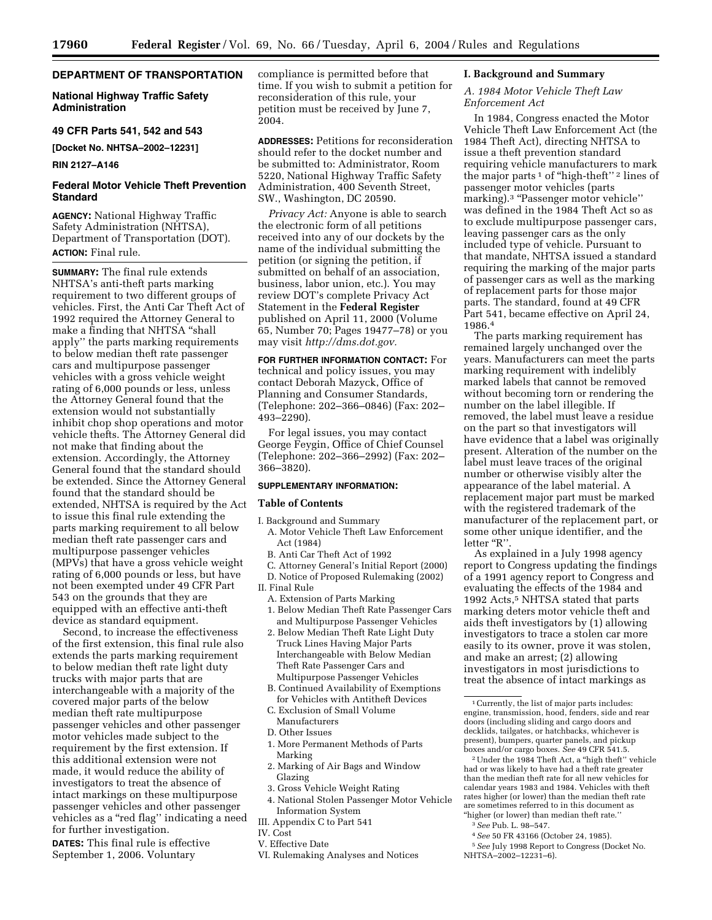**DEPARTMENT OF TRANSPORTATION**

**National Highway Traffic Safety Administration**

**49 CFR Parts 541, 542 and 543**

**[Docket No. NHTSA–2002–12231]**

**RIN 2127–A146**

## Federal Motor Vehicle Theft Prevention Standard

**AGENCY:** National Highway Traffic Safety Administration (NHTSA), Department of Transportation (DOT).

**ACTION:** Final rule.

**SUMMARY:** The final rule extends NHTSA's anti-theft parts marking requirement to two different groups of vehicles. First, the Anti Car Theft Act of 1992 required the Attorney General to make a finding that NHTSA "shall apply" the parts marking requirements to below median theft rate passenger cars and multipurpose passenger vehicles with a gross vehicle weight rating of 6,000 pounds or less, unless the Attorney General found that the extension would not substantially inhibit chop shop operations and motor vehicle thefts. The Attorney General did not make that finding about the extension. Accordingly, the Attorney General found that the standard should be extended. Since the Attorney General found that the standard should be extended, NHTSA is required by the Act to issue this final rule extending the parts marking requirement to all below median theft rate passenger cars and multipurpose passenger vehicles (MPVs) that have a gross vehicle weight rating of 6,000 pounds or less, but have not been exempted under 49 CFR Part 543 on the grounds that they are equipped with an effective anti-theft device as standard equipment.

Second, to increase the effectiveness of the first extension, this final rule also extends the parts marking requirement to below median theft rate light duty trucks with major parts that are interchangeable with a majority of the covered major parts of the below median theft rate multipurpose passenger vehicles and other passenger motor vehicles made subject to the requirement by the first extension. If this additional extension were not made, it would reduce the ability of investigators to treat the absence of intact markings on these multipurpose passenger vehicles and other passenger vehicles as a "red flag" indicating a need for further investigation.

**DATES:** This final rule is effective September 1, 2006. Voluntary compliance is permitted before that time. If you wish to submit a petition for reconsideration of this rule, your petition must be received by June 7, 2004.

**ADDRESSES:** Petitions for reconsideration should refer to the docket number and be submitted to: Administrator, Room 5220, National Highway Traffic Safety Administration, 400 Seventh Street, SW., Washington, DC 20590.

*Privacy Act:* Anyone is able to search the electronic form of all petitions received into any of our dockets by the name of the individual submitting the petition (or signing the petition, if submitted on behalf of an association, business, labor union, etc.). You may review DOT's complete Privacy Act Statement in the **Federal Register** published on April 11, 2000 (Volume 65, Number 70; Pages 19477–78) or you may visit *http://dms.dot.gov.*

**FOR FURTHER INFORMATION CONTACT:** For technical and policy issues, you may contact Deborah Mazyck, Office of Planning and Consumer Standards, (Telephone: 202–366–0846) (Fax: 202–493–2290).

For legal issues, you may contact George Feygin, Office of Chief Counsel (Telephone: 202–366–2992) (Fax: 202–366–3820).

**SUPPLEMENTARY INFORMATION:**

### Table of Contents

I. Background and Summary
- A. Motor Vehicle Theft Law Enforcement Act (1984)
- B. Anti Car Theft Act of 1992
- C. Attorney General's Initial Report (2000)
- D. Notice of Proposed Rulemaking (2002)

II. Final Rule
- A. Extension of Parts Marking
  1. Below Median Theft Rate Passenger Cars and Multipurpose Passenger Vehicles
  2. Below Median Theft Rate Light Duty Truck Lines Having Major Parts Interchangeable with Below Median Theft Rate Passenger Cars and Multipurpose Passenger Vehicles
- B. Continued Availability of Exemptions for Vehicles with Antitheft Devices
- C. Exclusion of Small Volume Manufacturers
- D. Other Issues
  1. More Permanent Methods of Parts Marking
  2. Marking of Air Bags and Window Glazing
  3. Gross Vehicle Weight Rating
  4. National Stolen Passenger Motor Vehicle Information System

III. Appendix C to Part 541

IV. Cost

V. Effective Date

VI. Rulemaking Analyses and Notices

### I. Background and Summary

#### *A. 1984 Motor Vehicle Theft Law Enforcement Act*

In 1984, Congress enacted the Motor Vehicle Theft Law Enforcement Act (the 1984 Theft Act), directing NHTSA to issue a theft prevention standard requiring vehicle manufacturers to mark the major parts [1] of "high-theft" [2] lines of passenger motor vehicles (parts marking).[3] "Passenger motor vehicle" was defined in the 1984 Theft Act so as to exclude multipurpose passenger cars, leaving passenger cars as the only included type of vehicle. Pursuant to that mandate, NHTSA issued a standard requiring the marking of the major parts of passenger cars as well as the marking of replacement parts for those major parts. The standard, found at 49 CFR Part 541, became effective on April 24, 1986.[4]

The parts marking requirement has remained largely unchanged over the years. Manufacturers can meet the parts marking requirement with indelibly marked labels that cannot be removed without becoming torn or rendering the number on the label illegible. If removed, the label must leave a residue on the part so that investigators will have evidence that a label was originally present. Alteration of the number on the label must leave traces of the original number or otherwise visibly alter the appearance of the label material. A replacement major part must be marked with the registered trademark of the manufacturer of the replacement part, or some other unique identifier, and the letter "R".

As explained in a July 1998 agency report to Congress updating the findings of a 1991 agency report to Congress and evaluating the effects of the 1984 and 1992 Acts,[5] NHTSA stated that parts marking deters motor vehicle theft and aids theft investigators by (1) allowing investigators to trace a stolen car more easily to its owner, prove it was stolen, and make an arrest; (2) allowing investigators in most jurisdictions to treat the absence of intact markings as

---

[1] Currently, the list of major parts includes: engine, transmission, hood, fenders, side and rear doors (including sliding and cargo doors and decklids, tailgates, or hatchbacks, whichever is present), bumpers, quarter panels, and pickup boxes and/or cargo boxes. *See* 49 CFR 541.5.

[2] Under the 1984 Theft Act, a "high theft" vehicle had or was likely to have had a theft rate greater than the median theft rate for all new vehicles for calendar years 1983 and 1984. Vehicles with theft rates higher (or lower) than the median theft rate are sometimes referred to in this document as "higher (or lower) than median theft rate."

[3] *See* Pub. L. 98–547.

[4] *See* 50 FR 43166 (October 24, 1985).

[5] *See* July 1998 Report to Congress (Docket No. NHTSA–2002–12231–6).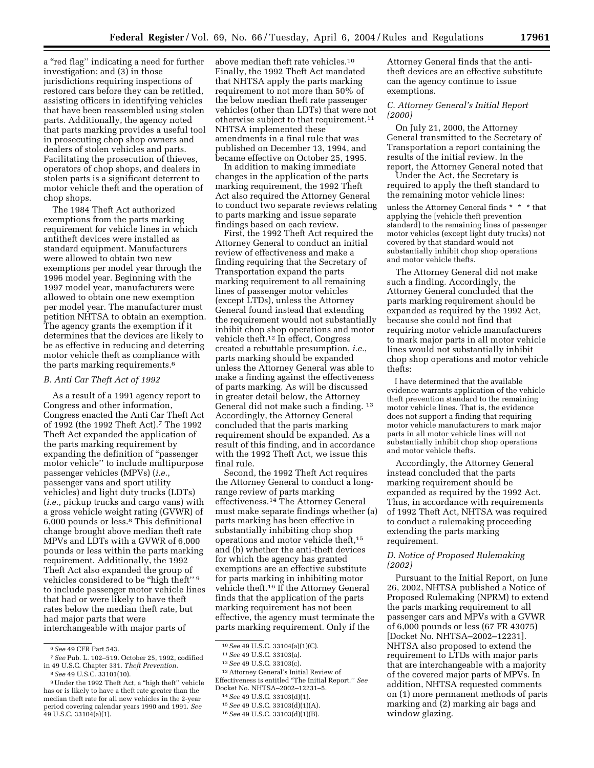a "red flag" indicating a need for further investigation; and (3) in those jurisdictions requiring inspections of restored cars before they can be retitled, assisting officers in identifying vehicles that have been reassembled using stolen parts. Additionally, the agency noted that parts marking provides a useful tool in prosecuting chop shop owners and dealers of stolen vehicles and parts. Facilitating the prosecution of thieves, operators of chop shops, and dealers in stolen parts is a significant deterrent to motor vehicle theft and the operation of chop shops.

The 1984 Theft Act authorized exemptions from the parts marking requirement for vehicle lines in which antitheft devices were installed as standard equipment. Manufacturers were allowed to obtain two new exemptions per model year through the 1996 model year. Beginning with the 1997 model year, manufacturers were allowed to obtain one new exemption per model year. The manufacturer must petition NHTSA to obtain an exemption. The agency grants the exemption if it determines that the devices are likely to be as effective in reducing and deterring motor vehicle theft as compliance with the parts marking requirements.[6]

### B. Anti Car Theft Act of 1992

As a result of a 1991 agency report to Congress and other information, Congress enacted the Anti Car Theft Act of 1992 (the 1992 Theft Act).[7] The 1992 Theft Act expanded the application of the parts marking requirement by expanding the definition of "passenger motor vehicle" to include multipurpose passenger vehicles (MPVs) (*i.e.*, passenger vans and sport utility vehicles) and light duty trucks (LDTs) (*i.e.*, pickup trucks and cargo vans) with a gross vehicle weight rating (GVWR) of 6,000 pounds or less.[8] This definitional change brought above median theft rate MPVs and LDTs with a GVWR of 6,000 pounds or less within the parts marking requirement. Additionally, the 1992 Theft Act also expanded the group of vehicles considered to be "high theft"[9] to include passenger motor vehicle lines that had or were likely to have theft rates below the median theft rate, but had major parts that were interchangeable with major parts of above median theft rate vehicles.[10] Finally, the 1992 Theft Act mandated that NHTSA apply the parts marking requirement to not more than 50% of the below median theft rate passenger vehicles (other than LDTs) that were not otherwise subject to that requirement.[11] NHTSA implemented these amendments in a final rule that was published on December 13, 1994, and became effective on October 25, 1995.

In addition to making immediate changes in the application of the parts marking requirement, the 1992 Theft Act also required the Attorney General to conduct two separate reviews relating to parts marking and issue separate findings based on each review.

First, the 1992 Theft Act required the Attorney General to conduct an initial review of effectiveness and make a finding requiring that the Secretary of Transportation expand the parts marking requirement to all remaining lines of passenger motor vehicles (except LTDs), unless the Attorney General found instead that extending the requirement would not substantially inhibit chop shop operations and motor vehicle theft.[12] In effect, Congress created a rebuttable presumption, *i.e.*, parts marking should be expanded unless the Attorney General was able to make a finding against the effectiveness of parts marking. As will be discussed in greater detail below, the Attorney General did not make such a finding.[13] Accordingly, the Attorney General concluded that the parts marking requirement should be expanded. As a result of this finding, and in accordance with the 1992 Theft Act, we issue this final rule.

Second, the 1992 Theft Act requires the Attorney General to conduct a long-range review of parts marking effectiveness.[14] The Attorney General must make separate findings whether (a) parts marking has been effective in substantially inhibiting chop shop operations and motor vehicle theft,[15] and (b) whether the anti-theft devices for which the agency has granted exemptions are an effective substitute for parts marking in inhibiting motor vehicle theft.[16] If the Attorney General finds that the application of the parts marking requirement has not been effective, the agency must terminate the parts marking requirement. Only if the Attorney General finds that the anti-theft devices are an effective substitute can the agency continue to issue exemptions.

### C. Attorney General's Initial Report (2000)

On July 21, 2000, the Attorney General transmitted to the Secretary of Transportation a report containing the results of the initial review. In the report, the Attorney General noted that

Under the Act, the Secretary is required to apply the theft standard to the remaining motor vehicle lines:

> unless the Attorney General finds * * * that applying the [vehicle theft prevention standard] to the remaining lines of passenger motor vehicles (except light duty trucks) not covered by that standard would not substantially inhibit chop shop operations and motor vehicle thefts.

The Attorney General did not make such a finding. Accordingly, the Attorney General concluded that the parts marking requirement should be expanded as required by the 1992 Act, because she could not find that requiring motor vehicle manufacturers to mark major parts in all motor vehicle lines would not substantially inhibit chop shop operations and motor vehicle thefts:

> I have determined that the available evidence warrants application of the vehicle theft prevention standard to the remaining motor vehicle lines. That is, the evidence does not support a finding that requiring motor vehicle manufacturers to mark major parts in all motor vehicle lines will not substantially inhibit chop shop operations and motor vehicle thefts.

Accordingly, the Attorney General instead concluded that the parts marking requirement should be expanded as required by the 1992 Act. Thus, in accordance with requirements of 1992 Theft Act, NHTSA was required to conduct a rulemaking proceeding extending the parts marking requirement.

### D. Notice of Proposed Rulemaking (2002)

Pursuant to the Initial Report, on June 26, 2002, NHTSA published a Notice of Proposed Rulemaking (NPRM) to extend the parts marking requirement to all passenger cars and MPVs with a GVWR of 6,000 pounds or less (67 FR 43075) [Docket No. NHTSA–2002–12231]. NHTSA also proposed to extend the requirement to LTDs with major parts that are interchangeable with a majority of the covered major parts of MPVs. In addition, NHTSA requested comments on (1) more permanent methods of parts marking and (2) marking air bags and window glazing.

---

[6] *See* 49 CFR Part 543.

[7] *See* Pub. L. 102–519. October 25, 1992, codified in 49 U.S.C. Chapter 331. *Theft Prevention.*

[8] *See* 49 U.S.C. 33101(10).

[9] Under the 1992 Theft Act, a "high theft" vehicle has or is likely to have a theft rate greater than the median theft rate for all new vehicles in the 2-year period covering calendar years 1990 and 1991. *See* 49 U.S.C. 33104(a)(1).

[10] *See* 49 U.S.C. 33104(a)(1)(C).

[11] *See* 49 U.S.C. 33103(a).

[12] *See* 49 U.S.C. 33103(c).

[13] Attorney General's Initial Review of Effectiveness is entitled "The Initial Report." *See* Docket No. NHTSA–2002–12231–5.

[14] *See* 49 U.S.C. 33103(d)(1).

[15] *See* 49 U.S.C. 33103(d)(1)(A).

[16] *See* 49 U.S.C. 33103(d)(1)(B).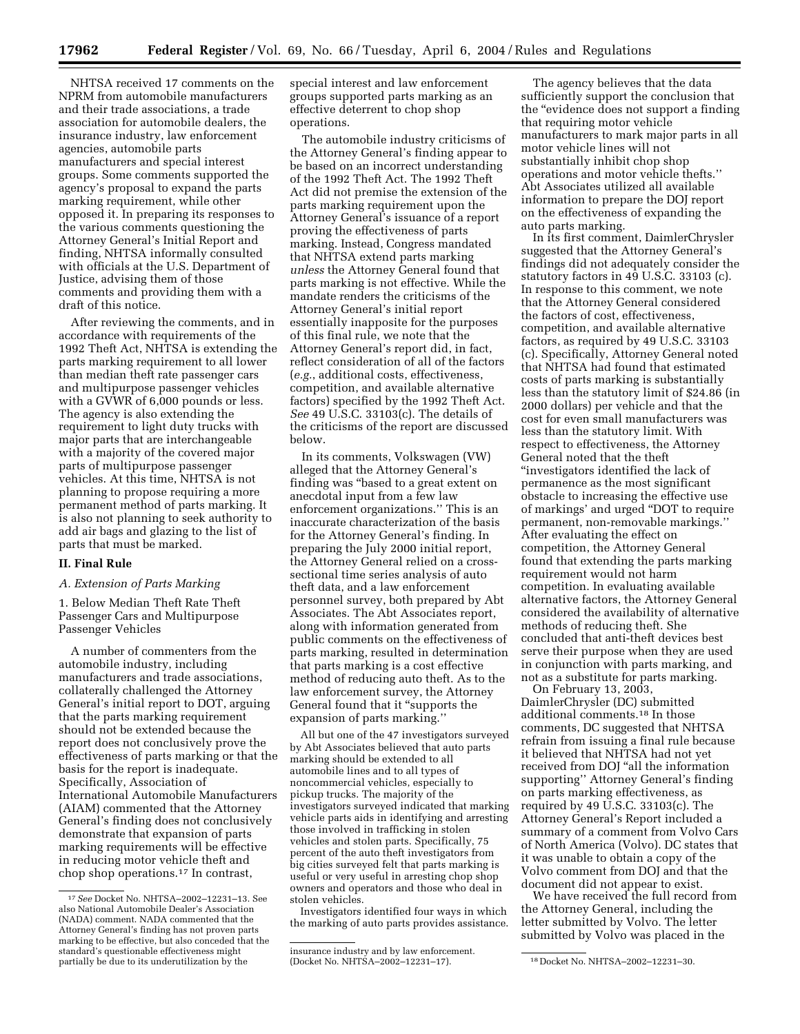NHTSA received 17 comments on the NPRM from automobile manufacturers and their trade associations, a trade association for automobile dealers, the insurance industry, law enforcement agencies, automobile parts manufacturers and special interest groups. Some comments supported the agency's proposal to expand the parts marking requirement, while other opposed it. In preparing its responses to the various comments questioning the Attorney General's Initial Report and finding, NHTSA informally consulted with officials at the U.S. Department of Justice, advising them of those comments and providing them with a draft of this notice.

After reviewing the comments, and in accordance with requirements of the 1992 Theft Act, NHTSA is extending the parts marking requirement to all lower than median theft rate passenger cars and multipurpose passenger vehicles with a GVWR of 6,000 pounds or less. The agency is also extending the requirement to light duty trucks with major parts that are interchangeable with a majority of the covered major parts of multipurpose passenger vehicles. At this time, NHTSA is not planning to propose requiring a more permanent method of parts marking. It is also not planning to seek authority to add air bags and glazing to the list of parts that must be marked.

## II. Final Rule

### *A. Extension of Parts Marking*

1. Below Median Theft Rate Theft Passenger Cars and Multipurpose Passenger Vehicles

A number of commenters from the automobile industry, including manufacturers and trade associations, collaterally challenged the Attorney General's initial report to DOT, arguing that the parts marking requirement should not be extended because the report does not conclusively prove the effectiveness of parts marking or that the basis for the report is inadequate. Specifically, Association of International Automobile Manufacturers (AIAM) commented that the Attorney General's finding does not conclusively demonstrate that expansion of parts marking requirements will be effective in reducing motor vehicle theft and chop shop operations.[17] In contrast, special interest and law enforcement groups supported parts marking as an effective deterrent to chop shop operations.

The automobile industry criticisms of the Attorney General's finding appear to be based on an incorrect understanding of the 1992 Theft Act. The 1992 Theft Act did not premise the extension of the parts marking requirement upon the Attorney General's issuance of a report proving the effectiveness of parts marking. Instead, Congress mandated that NHTSA extend parts marking *unless* the Attorney General found that parts marking is not effective. While the mandate renders the criticisms of the Attorney General's initial report essentially inapposite for the purposes of this final rule, we note that the Attorney General's report did, in fact, reflect consideration of all of the factors (*e.g.*, additional costs, effectiveness, competition, and available alternative factors) specified by the 1992 Theft Act. *See* 49 U.S.C. 33103(c). The details of the criticisms of the report are discussed below.

In its comments, Volkswagen (VW) alleged that the Attorney General's finding was "based to a great extent on anecdotal input from a few law enforcement organizations.'' This is an inaccurate characterization of the basis for the Attorney General's finding. In preparing the July 2000 initial report, the Attorney General relied on a cross-sectional time series analysis of auto theft data, and a law enforcement personnel survey, both prepared by Abt Associates. The Abt Associates report, along with information generated from public comments on the effectiveness of parts marking, resulted in determination that parts marking is a cost effective method of reducing auto theft. As to the law enforcement survey, the Attorney General found that it "supports the expansion of parts marking.''

> All but one of the 47 investigators surveyed by Abt Associates believed that auto parts marking should be extended to all automobile lines and to all types of noncommercial vehicles, especially to pickup trucks. The majority of the investigators surveyed indicated that marking vehicle parts aids in identifying and arresting those involved in trafficking in stolen vehicles and stolen parts. Specifically, 75 percent of the auto theft investigators from big cities surveyed felt that parts marking is useful or very useful in arresting chop shop owners and operators and those who deal in stolen vehicles.
>
> Investigators identified four ways in which the marking of auto parts provides assistance.

The agency believes that the data sufficiently support the conclusion that the "evidence does not support a finding that requiring motor vehicle manufacturers to mark major parts in all motor vehicle lines will not substantially inhibit chop shop operations and motor vehicle thefts.'' Abt Associates utilized all available information to prepare the DOJ report on the effectiveness of expanding the auto parts marking.

In its first comment, DaimlerChrysler suggested that the Attorney General's findings did not adequately consider the statutory factors in 49 U.S.C. 33103 (c). In response to this comment, we note that the Attorney General considered the factors of cost, effectiveness, competition, and available alternative factors, as required by 49 U.S.C. 33103 (c). Specifically, Attorney General noted that NHTSA had found that estimated costs of parts marking is substantially less than the statutory limit of $24.86 (in 2000 dollars) per vehicle and that the cost for even small manufacturers was less than the statutory limit. With respect to effectiveness, the Attorney General noted that the theft "investigators identified the lack of permanence as the most significant obstacle to increasing the effective use of markings' and urged "DOT to require permanent, non-removable markings.'' After evaluating the effect on competition, the Attorney General found that extending the parts marking requirement would not harm competition. In evaluating available alternative factors, the Attorney General considered the availability of alternative methods of reducing theft. She concluded that anti-theft devices best serve their purpose when they are used in conjunction with parts marking, and not as a substitute for parts marking.

On February 13, 2003, DaimlerChrysler (DC) submitted additional comments.[18] In those comments, DC suggested that NHTSA refrain from issuing a final rule because it believed that NHTSA had not yet received from DOJ "all the information supporting'' Attorney General's finding on parts marking effectiveness, as required by 49 U.S.C. 33103(c). The Attorney General's Report included a summary of a comment from Volvo Cars of North America (Volvo). DC states that it was unable to obtain a copy of the Volvo comment from DOJ and that the document did not appear to exist.

We have received the full record from the Attorney General, including the letter submitted by Volvo. The letter submitted by Volvo was placed in the

---

[17] *See* Docket No. NHTSA–2002–12231–13. See also National Automobile Dealer's Association (NADA) comment. NADA commented that the Attorney General's finding has not proven parts marking to be effective, but also conceded that the standard's questionable effectiveness might partially be due to its underutilization by the insurance industry and by law enforcement. (Docket No. NHTSA–2002–12231–17).

[18] Docket No. NHTSA–2002–12231–30.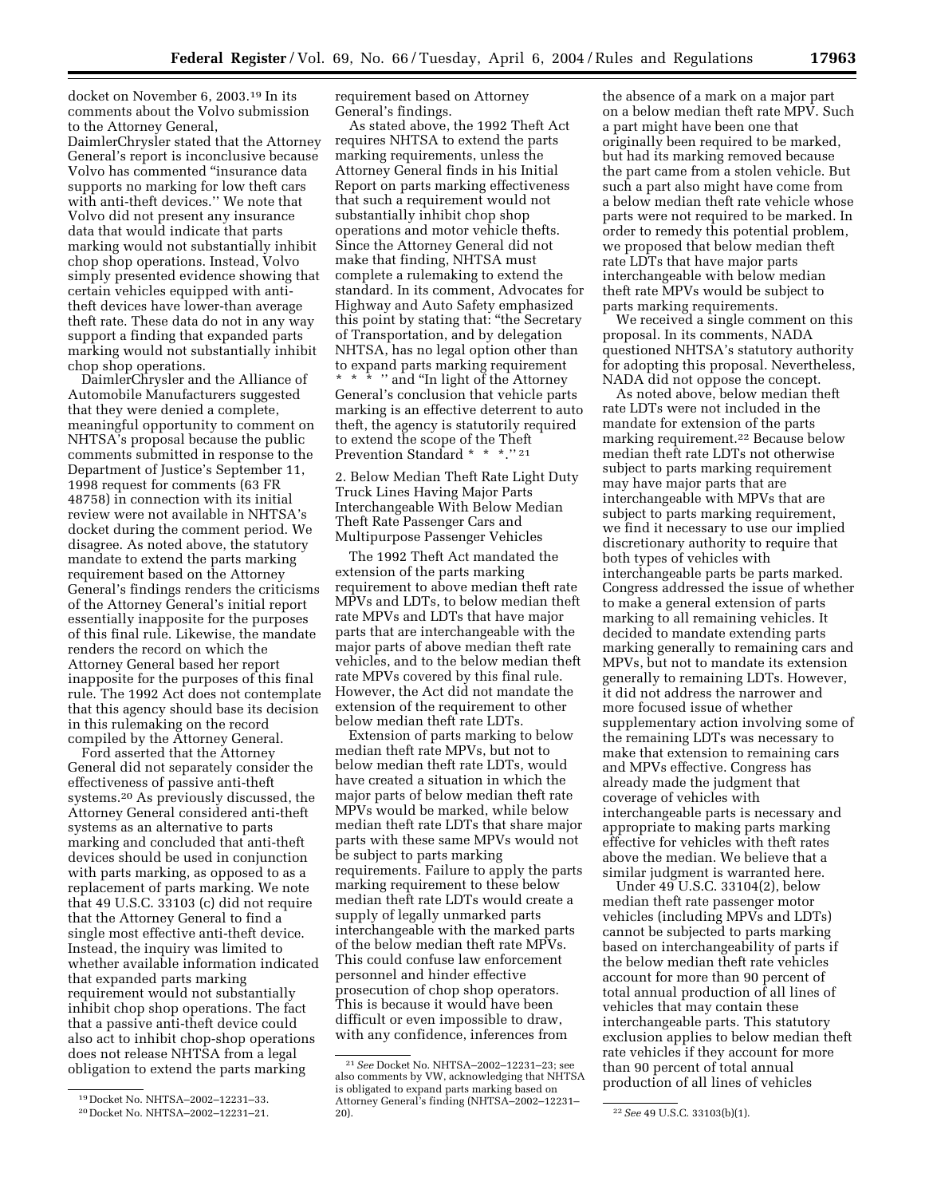docket on November 6, 2003.[19] In its comments about the Volvo submission to the Attorney General, DaimlerChrysler stated that the Attorney General's report is inconclusive because Volvo has commented "insurance data supports no marking for low theft cars with anti-theft devices.'' We note that Volvo did not present any insurance data that would indicate that parts marking would not substantially inhibit chop shop operations. Instead, Volvo simply presented evidence showing that certain vehicles equipped with anti-theft devices have lower-than average theft rate. These data do not in any way support a finding that expanded parts marking would not substantially inhibit chop shop operations.

DaimlerChrysler and the Alliance of Automobile Manufacturers suggested that they were denied a complete, meaningful opportunity to comment on NHTSA's proposal because the public comments submitted in response to the Department of Justice's September 11, 1998 request for comments (63 FR 48758) in connection with its initial review were not available in NHTSA's docket during the comment period. We disagree. As noted above, the statutory mandate to extend the parts marking requirement based on the Attorney General's findings renders the criticisms of the Attorney General's initial report essentially inapposite for the purposes of this final rule. Likewise, the mandate renders the record on which the Attorney General based her report inapposite for the purposes of this final rule. The 1992 Act does not contemplate that this agency should base its decision in this rulemaking on the record compiled by the Attorney General.

Ford asserted that the Attorney General did not separately consider the effectiveness of passive anti-theft systems.[20] As previously discussed, the Attorney General considered anti-theft systems as an alternative to parts marking and concluded that anti-theft devices should be used in conjunction with parts marking, as opposed to as a replacement of parts marking. We note that 49 U.S.C. 33103 (c) did not require that the Attorney General to find a single most effective anti-theft device. Instead, the inquiry was limited to whether available information indicated that expanded parts marking requirement would not substantially inhibit chop shop operations. The fact that a passive anti-theft device could also act to inhibit chop-shop operations does not release NHTSA from a legal obligation to extend the parts marking requirement based on Attorney General's findings.

As stated above, the 1992 Theft Act requires NHTSA to extend the parts marking requirements, unless the Attorney General finds in his Initial Report on parts marking effectiveness that such a requirement would not substantially inhibit chop shop operations and motor vehicle thefts. Since the Attorney General did not make that finding, NHTSA must complete a rulemaking to extend the standard. In its comment, Advocates for Highway and Auto Safety emphasized this point by stating that: "the Secretary of Transportation, and by delegation NHTSA, has no legal option other than to expand parts marking requirement * * * '' and "In light of the Attorney General's conclusion that vehicle parts marking is an effective deterrent to auto theft, the agency is statutorily required to extend the scope of the Theft Prevention Standard * * *.''[21]

2. Below Median Theft Rate Light Duty Truck Lines Having Major Parts Interchangeable With Below Median Theft Rate Passenger Cars and Multipurpose Passenger Vehicles

The 1992 Theft Act mandated the extension of the parts marking requirement to above median theft rate MPVs and LDTs, to below median theft rate MPVs and LDTs that have major parts that are interchangeable with the major parts of above median theft rate vehicles, and to the below median theft rate MPVs covered by this final rule. However, the Act did not mandate the extension of the requirement to other below median theft rate LDTs.

Extension of parts marking to below median theft rate MPVs, but not to below median theft rate LDTs, would have created a situation in which the major parts of below median theft rate MPVs would be marked, while below median theft rate LDTs that share major parts with these same MPVs would not be subject to parts marking requirements. Failure to apply the parts marking requirement to these below median theft rate LDTs would create a supply of legally unmarked parts interchangeable with the marked parts of the below median theft rate MPVs. This could confuse law enforcement personnel and hinder effective prosecution of chop shop operators. This is because it would have been difficult or even impossible to draw, with any confidence, inferences from the absence of a mark on a major part on a below median theft rate MPV. Such a part might have been one that originally been required to be marked, but had its marking removed because the part came from a stolen vehicle. But such a part also might have come from a below median theft rate vehicle whose parts were not required to be marked. In order to remedy this potential problem, we proposed that below median theft rate LDTs that have major parts interchangeable with below median theft rate MPVs would be subject to parts marking requirements.

We received a single comment on this proposal. In its comments, NADA questioned NHTSA's statutory authority for adopting this proposal. Nevertheless, NADA did not oppose the concept.

As noted above, below median theft rate LDTs were not included in the mandate for extension of the parts marking requirement.[22] Because below median theft rate LDTs not otherwise subject to parts marking requirement may have major parts that are interchangeable with MPVs that are subject to parts marking requirement, we find it necessary to use our implied discretionary authority to require that both types of vehicles with interchangeable parts be parts marked. Congress addressed the issue of whether to make a general extension of parts marking to all remaining vehicles. It decided to mandate extending parts marking generally to remaining cars and MPVs, but not to mandate its extension generally to remaining LDTs. However, it did not address the narrower and more focused issue of whether supplementary action involving some of the remaining LDTs was necessary to make that extension to remaining cars and MPVs effective. Congress has already made the judgment that coverage of vehicles with interchangeable parts is necessary and appropriate to making parts marking effective for vehicles with theft rates above the median. We believe that a similar judgment is warranted here.

Under 49 U.S.C. 33104(2), below median theft rate passenger motor vehicles (including MPVs and LDTs) cannot be subjected to parts marking based on interchangeability of parts if the below median theft rate vehicles account for more than 90 percent of total annual production of all lines of vehicles that may contain these interchangeable parts. This statutory exclusion applies to below median theft rate vehicles if they account for more than 90 percent of total annual production of all lines of vehicles

---

[19] Docket No. NHTSA–2002–12231–33.

[20] Docket No. NHTSA–2002–12231–21.

[21] *See* Docket No. NHTSA–2002–12231–23; see also comments by VW, acknowledging that NHTSA is obligated to expand parts marking based on Attorney General's finding (NHTSA–2002–12231–20).

[22] *See* 49 U.S.C. 33103(b)(1).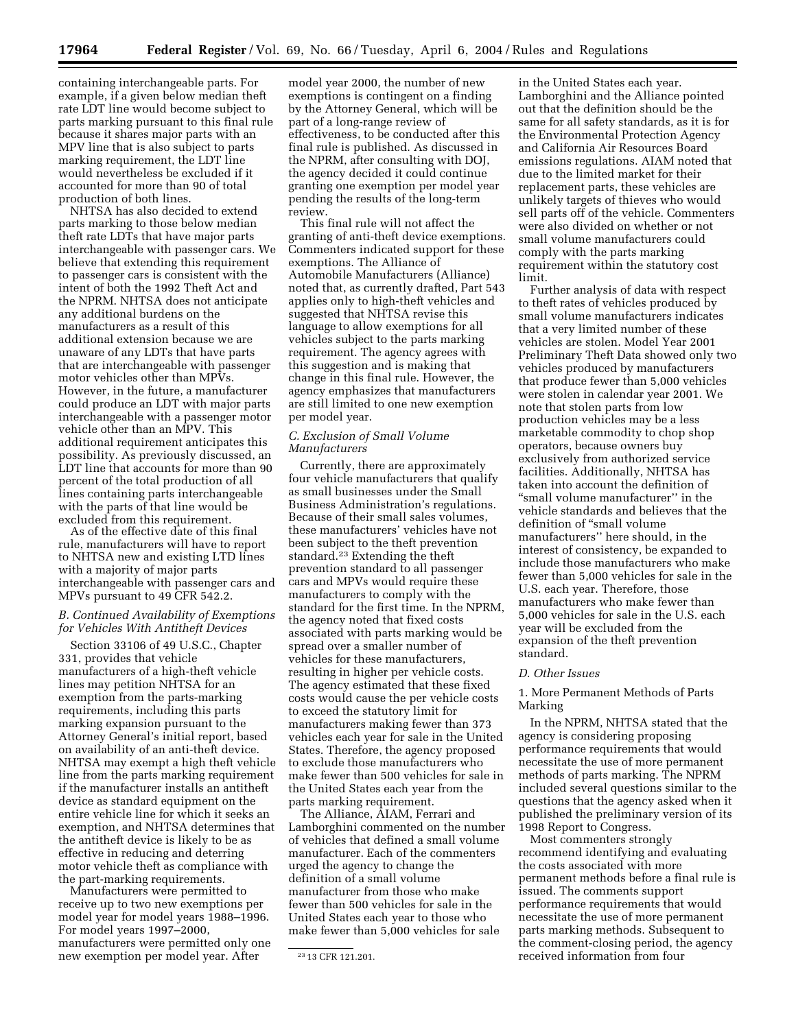containing interchangeable parts. For example, if a given below median theft rate LDT line would become subject to parts marking pursuant to this final rule because it shares major parts with an MPV line that is also subject to parts marking requirement, the LDT line would nevertheless be excluded if it accounted for more than 90 of total production of both lines.

NHTSA has also decided to extend parts marking to those below median theft rate LDTs that have major parts interchangeable with passenger cars. We believe that extending this requirement to passenger cars is consistent with the intent of both the 1992 Theft Act and the NPRM. NHTSA does not anticipate any additional burdens on the manufacturers as a result of this additional extension because we are unaware of any LDTs that have parts that are interchangeable with passenger motor vehicles other than MPVs. However, in the future, a manufacturer could produce an LDT with major parts interchangeable with a passenger motor vehicle other than an MPV. This additional requirement anticipates this possibility. As previously discussed, an LDT line that accounts for more than 90 percent of the total production of all lines containing parts interchangeable with the parts of that line would be excluded from this requirement.

As of the effective date of this final rule, manufacturers will have to report to NHTSA new and existing LTD lines with a majority of major parts interchangeable with passenger cars and MPVs pursuant to 49 CFR 542.2.

### *B. Continued Availability of Exemptions for Vehicles With Antitheft Devices*

Section 33106 of 49 U.S.C., Chapter 331, provides that vehicle manufacturers of a high-theft vehicle lines may petition NHTSA for an exemption from the parts-marking requirements, including this parts marking expansion pursuant to the Attorney General's initial report, based on availability of an anti-theft device. NHTSA may exempt a high theft vehicle line from the parts marking requirement if the manufacturer installs an antitheft device as standard equipment on the entire vehicle line for which it seeks an exemption, and NHTSA determines that the antitheft device is likely to be as effective in reducing and deterring motor vehicle theft as compliance with the part-marking requirements.

Manufacturers were permitted to receive up to two new exemptions per model year for model years 1988–1996. For model years 1997–2000, manufacturers were permitted only one new exemption per model year. After model year 2000, the number of new exemptions is contingent on a finding by the Attorney General, which will be part of a long-range review of effectiveness, to be conducted after this final rule is published. As discussed in the NPRM, after consulting with DOJ, the agency decided it could continue granting one exemption per model year pending the results of the long-term review.

This final rule will not affect the granting of anti-theft device exemptions. Commenters indicated support for these exemptions. The Alliance of Automobile Manufacturers (Alliance) noted that, as currently drafted, Part 543 applies only to high-theft vehicles and suggested that NHTSA revise this language to allow exemptions for all vehicles subject to the parts marking requirement. The agency agrees with this suggestion and is making that change in this final rule. However, the agency emphasizes that manufacturers are still limited to one new exemption per model year.

### *C. Exclusion of Small Volume Manufacturers*

Currently, there are approximately four vehicle manufacturers that qualify as small businesses under the Small Business Administration's regulations. Because of their small sales volumes, these manufacturers' vehicles have not been subject to the theft prevention standard.[23] Extending the theft prevention standard to all passenger cars and MPVs would require these manufacturers to comply with the standard for the first time. In the NPRM, the agency noted that fixed costs associated with parts marking would be spread over a smaller number of vehicles for these manufacturers, resulting in higher per vehicle costs. The agency estimated that these fixed costs would cause the per vehicle costs to exceed the statutory limit for manufacturers making fewer than 373 vehicles each year for sale in the United States. Therefore, the agency proposed to exclude those manufacturers who make fewer than 500 vehicles for sale in the United States each year from the parts marking requirement.

The Alliance, AIAM, Ferrari and Lamborghini commented on the number of vehicles that defined a small volume manufacturer. Each of the commenters urged the agency to change the definition of a small volume manufacturer from those who make fewer than 500 vehicles for sale in the United States each year to those who make fewer than 5,000 vehicles for sale in the United States each year. Lamborghini and the Alliance pointed out that the definition should be the same for all safety standards, as it is for the Environmental Protection Agency and California Air Resources Board emissions regulations. AIAM noted that due to the limited market for their replacement parts, these vehicles are unlikely targets of thieves who would sell parts off of the vehicle. Commenters were also divided on whether or not small volume manufacturers could comply with the parts marking requirement within the statutory cost limit.

Further analysis of data with respect to theft rates of vehicles produced by small volume manufacturers indicates that a very limited number of these vehicles are stolen. Model Year 2001 Preliminary Theft Data showed only two vehicles produced by manufacturers that produce fewer than 5,000 vehicles were stolen in calendar year 2001. We note that stolen parts from low production vehicles may be a less marketable commodity to chop shop operators, because owners buy exclusively from authorized service facilities. Additionally, NHTSA has taken into account the definition of "small volume manufacturer'' in the vehicle standards and believes that the definition of "small volume manufacturers'' here should, in the interest of consistency, be expanded to include those manufacturers who make fewer than 5,000 vehicles for sale in the U.S. each year. Therefore, those manufacturers who make fewer than 5,000 vehicles for sale in the U.S. each year will be excluded from the expansion of the theft prevention standard.

### *D. Other Issues*

#### 1. More Permanent Methods of Parts Marking

In the NPRM, NHTSA stated that the agency is considering proposing performance requirements that would necessitate the use of more permanent methods of parts marking. The NPRM included several questions similar to the questions that the agency asked when it published the preliminary version of its 1998 Report to Congress.

Most commenters strongly recommend identifying and evaluating the costs associated with more permanent methods before a final rule is issued. The comments support performance requirements that would necessitate the use of more permanent parts marking methods. Subsequent to the comment-closing period, the agency received information from four

[23] 13 CFR 121.201.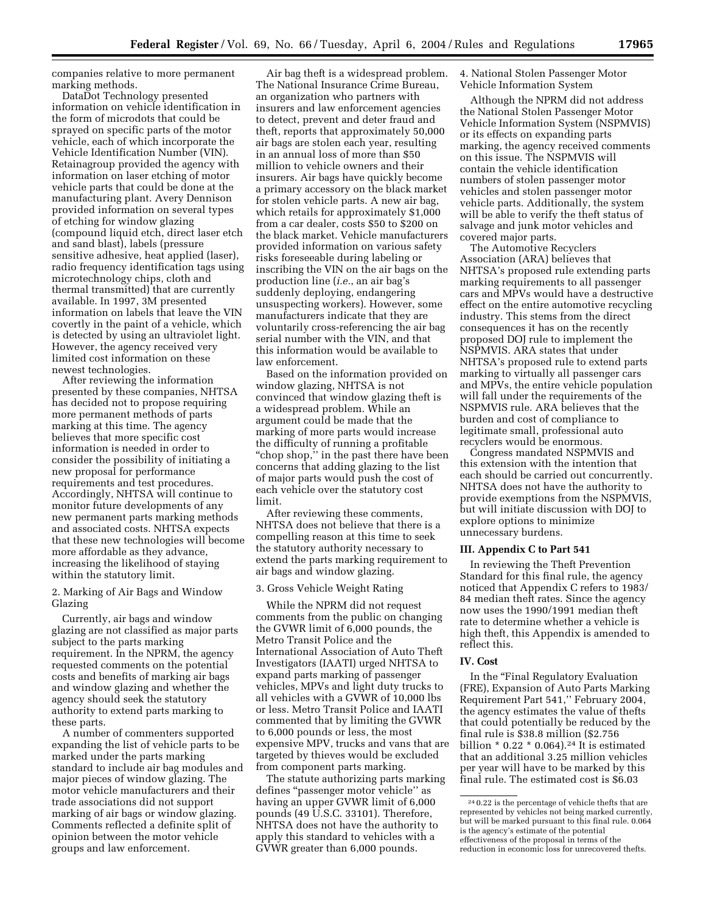companies relative to more permanent marking methods.

DataDot Technology presented information on vehicle identification in the form of microdots that could be sprayed on specific parts of the motor vehicle, each of which incorporate the Vehicle Identification Number (VIN). Retainagroup provided the agency with information on laser etching of motor vehicle parts that could be done at the manufacturing plant. Avery Dennison provided information on several types of etching for window glazing (compound liquid etch, direct laser etch and sand blast), labels (pressure sensitive adhesive, heat applied (laser), radio frequency identification tags using microtechnology chips, cloth and thermal transmitted) that are currently available. In 1997, 3M presented information on labels that leave the VIN covertly in the paint of a vehicle, which is detected by using an ultraviolet light. However, the agency received very limited cost information on these newest technologies.

After reviewing the information presented by these companies, NHTSA has decided not to propose requiring more permanent methods of parts marking at this time. The agency believes that more specific cost information is needed in order to consider the possibility of initiating a new proposal for performance requirements and test procedures. Accordingly, NHTSA will continue to monitor future developments of any new permanent parts marking methods and associated costs. NHTSA expects that these new technologies will become more affordable as they advance, increasing the likelihood of staying within the statutory limit.

2. Marking of Air Bags and Window Glazing

Currently, air bags and window glazing are not classified as major parts subject to the parts marking requirement. In the NPRM, the agency requested comments on the potential costs and benefits of marking air bags and window glazing and whether the agency should seek the statutory authority to extend parts marking to these parts.

A number of commenters supported expanding the list of vehicle parts to be marked under the parts marking standard to include air bag modules and major pieces of window glazing. The motor vehicle manufacturers and their trade associations did not support marking of air bags or window glazing. Comments reflected a definite split of opinion between the motor vehicle groups and law enforcement.

Air bag theft is a widespread problem. The National Insurance Crime Bureau, an organization who partners with insurers and law enforcement agencies to detect, prevent and deter fraud and theft, reports that approximately 50,000 air bags are stolen each year, resulting in an annual loss of more than $50 million to vehicle owners and their insurers. Air bags have quickly become a primary accessory on the black market for stolen vehicle parts. A new air bag, which retails for approximately $1,000 from a car dealer, costs $50 to $200 on the black market. Vehicle manufacturers provided information on various safety risks foreseeable during labeling or inscribing the VIN on the air bags on the production line (*i.e.*, an air bag's suddenly deploying, endangering unsuspecting workers). However, some manufacturers indicate that they are voluntarily cross-referencing the air bag serial number with the VIN, and that this information would be available to law enforcement.

Based on the information provided on window glazing, NHTSA is not convinced that window glazing theft is a widespread problem. While an argument could be made that the marking of more parts would increase the difficulty of running a profitable "chop shop," in the past there have been concerns that adding glazing to the list of major parts would push the cost of each vehicle over the statutory cost limit.

After reviewing these comments, NHTSA does not believe that there is a compelling reason at this time to seek the statutory authority necessary to extend the parts marking requirement to air bags and window glazing.

3. Gross Vehicle Weight Rating

While the NPRM did not request comments from the public on changing the GVWR limit of 6,000 pounds, the Metro Transit Police and the International Association of Auto Theft Investigators (IAATI) urged NHTSA to expand parts marking of passenger vehicles, MPVs and light duty trucks to all vehicles with a GVWR of 10,000 lbs or less. Metro Transit Police and IAATI commented that by limiting the GVWR to 6,000 pounds or less, the most expensive MPV, trucks and vans that are targeted by thieves would be excluded from component parts marking.

The statute authorizing parts marking defines "passenger motor vehicle" as having an upper GVWR limit of 6,000 pounds (49 U.S.C. 33101). Therefore, NHTSA does not have the authority to apply this standard to vehicles with a GVWR greater than 6,000 pounds.

4. National Stolen Passenger Motor Vehicle Information System

Although the NPRM did not address the National Stolen Passenger Motor Vehicle Information System (NSPMVIS) or its effects on expanding parts marking, the agency received comments on this issue. The NSPMVIS will contain the vehicle identification numbers of stolen passenger motor vehicles and stolen passenger motor vehicle parts. Additionally, the system will be able to verify the theft status of salvage and junk motor vehicles and covered major parts.

The Automotive Recyclers Association (ARA) believes that NHTSA's proposed rule extending parts marking requirements to all passenger cars and MPVs would have a destructive effect on the entire automotive recycling industry. This stems from the direct consequences it has on the recently proposed DOJ rule to implement the NSPMVIS. ARA states that under NHTSA's proposed rule to extend parts marking to virtually all passenger cars and MPVs, the entire vehicle population will fall under the requirements of the NSPMVIS rule. ARA believes that the burden and cost of compliance to legitimate small, professional auto recyclers would be enormous.

Congress mandated NSPMVIS and this extension with the intention that each should be carried out concurrently. NHTSA does not have the authority to provide exemptions from the NSPMVIS, but will initiate discussion with DOJ to explore options to minimize unnecessary burdens.

## III. Appendix C to Part 541

In reviewing the Theft Prevention Standard for this final rule, the agency noticed that Appendix C refers to 1983/84 median theft rates. Since the agency now uses the 1990/1991 median theft rate to determine whether a vehicle is high theft, this Appendix is amended to reflect this.

## IV. Cost

In the "Final Regulatory Evaluation (FRE), Expansion of Auto Parts Marking Requirement Part 541," February 2004, the agency estimates the value of thefts that could potentially be reduced by the final rule is $38.8 million ($2.756 billion * 0.22 * 0.064).[24] It is estimated that an additional 3.25 million vehicles per year will have to be marked by this final rule. The estimated cost is $6.03

[24] 0.22 is the percentage of vehicle thefts that are represented by vehicles not being marked currently, but will be marked pursuant to this final rule. 0.064 is the agency's estimate of the potential effectiveness of the proposal in terms of the reduction in economic loss for unrecovered thefts.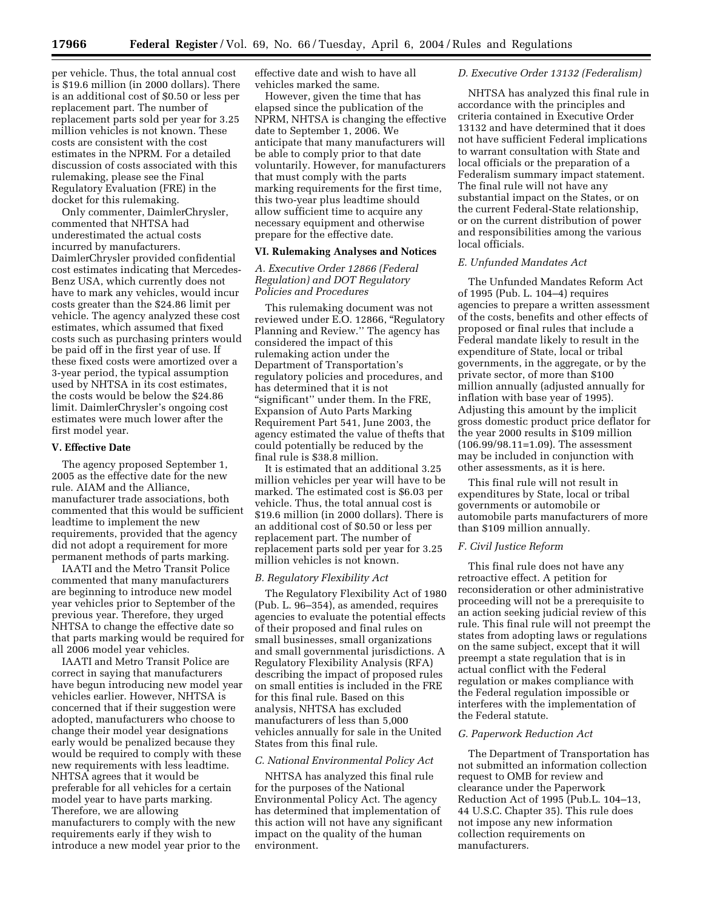per vehicle. Thus, the total annual cost is $19.6 million (in 2000 dollars). There is an additional cost of $0.50 or less per replacement part. The number of replacement parts sold per year for 3.25 million vehicles is not known. These costs are consistent with the cost estimates in the NPRM. For a detailed discussion of costs associated with this rulemaking, please see the Final Regulatory Evaluation (FRE) in the docket for this rulemaking.

Only commenter, DaimlerChrysler, commented that NHTSA had underestimated the actual costs incurred by manufacturers. DaimlerChrysler provided confidential cost estimates indicating that Mercedes-Benz USA, which currently does not have to mark any vehicles, would incur costs greater than the $24.86 limit per vehicle. The agency analyzed these cost estimates, which assumed that fixed costs such as purchasing printers would be paid off in the first year of use. If these fixed costs were amortized over a 3-year period, the typical assumption used by NHTSA in its cost estimates, the costs would be below the $24.86 limit. DaimlerChrysler's ongoing cost estimates were much lower after the first model year.

## V. Effective Date

The agency proposed September 1, 2005 as the effective date for the new rule. AIAM and the Alliance, manufacturer trade associations, both commented that this would be sufficient leadtime to implement the new requirements, provided that the agency did not adopt a requirement for more permanent methods of parts marking.

IAATI and the Metro Transit Police commented that many manufacturers are beginning to introduce new model year vehicles prior to September of the previous year. Therefore, they urged NHTSA to change the effective date so that parts marking would be required for all 2006 model year vehicles.

IAATI and Metro Transit Police are correct in saying that manufacturers have begun introducing new model year vehicles earlier. However, NHTSA is concerned that if their suggestion were adopted, manufacturers who choose to change their model year designations early would be penalized because they would be required to comply with these new requirements with less leadtime. NHTSA agrees that it would be preferable for all vehicles for a certain model year to have parts marking. Therefore, we are allowing manufacturers to comply with the new requirements early if they wish to introduce a new model year prior to the effective date and wish to have all vehicles marked the same.

However, given the time that has elapsed since the publication of the NPRM, NHTSA is changing the effective date to September 1, 2006. We anticipate that many manufacturers will be able to comply prior to that date voluntarily. However, for manufacturers that must comply with the parts marking requirements for the first time, this two-year plus leadtime should allow sufficient time to acquire any necessary equipment and otherwise prepare for the effective date.

## VI. Rulemaking Analyses and Notices

### *A. Executive Order 12866 (Federal Regulation) and DOT Regulatory Policies and Procedures*

This rulemaking document was not reviewed under E.O. 12866, "Regulatory Planning and Review.'' The agency has considered the impact of this rulemaking action under the Department of Transportation's regulatory policies and procedures, and has determined that it is not "significant'' under them. In the FRE, Expansion of Auto Parts Marking Requirement Part 541, June 2003, the agency estimated the value of thefts that could potentially be reduced by the final rule is $38.8 million.

It is estimated that an additional 3.25 million vehicles per year will have to be marked. The estimated cost is $6.03 per vehicle. Thus, the total annual cost is $19.6 million (in 2000 dollars). There is an additional cost of $0.50 or less per replacement part. The number of replacement parts sold per year for 3.25 million vehicles is not known.

### *B. Regulatory Flexibility Act*

The Regulatory Flexibility Act of 1980 (Pub. L. 96–354), as amended, requires agencies to evaluate the potential effects of their proposed and final rules on small businesses, small organizations and small governmental jurisdictions. A Regulatory Flexibility Analysis (RFA) describing the impact of proposed rules on small entities is included in the FRE for this final rule. Based on this analysis, NHTSA has excluded manufacturers of less than 5,000 vehicles annually for sale in the United States from this final rule.

### *C. National Environmental Policy Act*

NHTSA has analyzed this final rule for the purposes of the National Environmental Policy Act. The agency has determined that implementation of this action will not have any significant impact on the quality of the human environment.

### *D. Executive Order 13132 (Federalism)*

NHTSA has analyzed this final rule in accordance with the principles and criteria contained in Executive Order 13132 and have determined that it does not have sufficient Federal implications to warrant consultation with State and local officials or the preparation of a Federalism summary impact statement. The final rule will not have any substantial impact on the States, or on the current Federal-State relationship, or on the current distribution of power and responsibilities among the various local officials.

### *E. Unfunded Mandates Act*

The Unfunded Mandates Reform Act of 1995 (Pub. L. 104–4) requires agencies to prepare a written assessment of the costs, benefits and other effects of proposed or final rules that include a Federal mandate likely to result in the expenditure of State, local or tribal governments, in the aggregate, or by the private sector, of more than $100 million annually (adjusted annually for inflation with base year of 1995). Adjusting this amount by the implicit gross domestic product price deflator for the year 2000 results in $109 million (106.99/98.11=1.09). The assessment may be included in conjunction with other assessments, as it is here.

This final rule will not result in expenditures by State, local or tribal governments or automobile or automobile parts manufacturers of more than $109 million annually.

### *F. Civil Justice Reform*

This final rule does not have any retroactive effect. A petition for reconsideration or other administrative proceeding will not be a prerequisite to an action seeking judicial review of this rule. This final rule will not preempt the states from adopting laws or regulations on the same subject, except that it will preempt a state regulation that is in actual conflict with the Federal regulation or makes compliance with the Federal regulation impossible or interferes with the implementation of the Federal statute.

### *G. Paperwork Reduction Act*

The Department of Transportation has not submitted an information collection request to OMB for review and clearance under the Paperwork Reduction Act of 1995 (Pub.L. 104–13, 44 U.S.C. Chapter 35). This rule does not impose any new information collection requirements on manufacturers.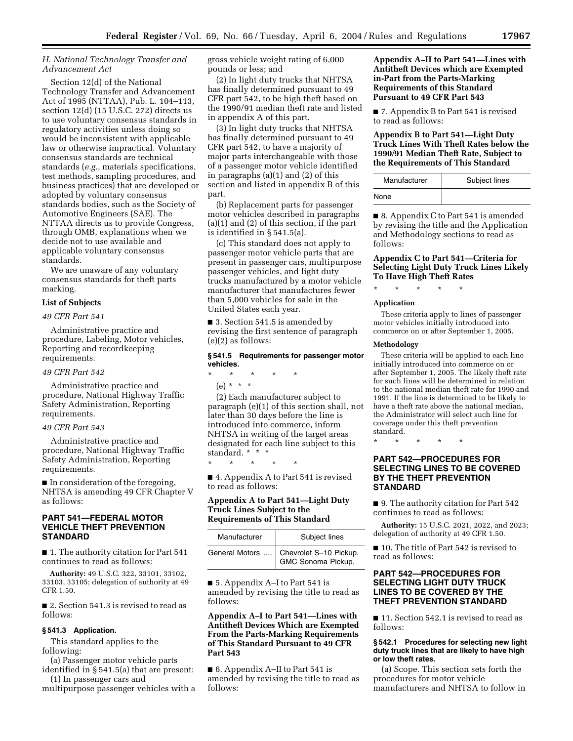### *H. National Technology Transfer and Advancement Act*

Section 12(d) of the National Technology Transfer and Advancement Act of 1995 (NTTAA), Pub. L. 104–113, section 12(d) (15 U.S.C. 272) directs us to use voluntary consensus standards in regulatory activities unless doing so would be inconsistent with applicable law or otherwise impractical. Voluntary consensus standards are technical standards (*e.g.*, materials specifications, test methods, sampling procedures, and business practices) that are developed or adopted by voluntary consensus standards bodies, such as the Society of Automotive Engineers (SAE). The NTTAA directs us to provide Congress, through OMB, explanations when we decide not to use available and applicable voluntary consensus standards.

We are unaware of any voluntary consensus standards for theft parts marking.

**List of Subjects**

*49 CFR Part 541*

Administrative practice and procedure, Labeling, Motor vehicles, Reporting and recordkeeping requirements.

*49 CFR Part 542*

Administrative practice and procedure, National Highway Traffic Safety Administration, Reporting requirements.

*49 CFR Part 543*

Administrative practice and procedure, National Highway Traffic Safety Administration, Reporting requirements.

■ In consideration of the foregoing, NHTSA is amending 49 CFR Chapter V as follows:

## PART 541—FEDERAL MOTOR VEHICLE THEFT PREVENTION STANDARD

■ 1. The authority citation for Part 541 continues to read as follows:

**Authority:** 49 U.S.C. 322, 33101, 33102, 33103, 33105; delegation of authority at 49 CFR 1.50.

■ 2. Section 541.3 is revised to read as follows:

#### § 541.3 Application.

This standard applies to the following:

(a) Passenger motor vehicle parts identified in § 541.5(a) that are present:

(1) In passenger cars and multipurpose passenger vehicles with a gross vehicle weight rating of 6,000 pounds or less; and

(2) In light duty trucks that NHTSA has finally determined pursuant to 49 CFR part 542, to be high theft based on the 1990/91 median theft rate and listed in appendix A of this part.

(3) In light duty trucks that NHTSA has finally determined pursuant to 49 CFR part 542, to have a majority of major parts interchangeable with those of a passenger motor vehicle identified in paragraphs (a)(1) and (2) of this section and listed in appendix B of this part.

(b) Replacement parts for passenger motor vehicles described in paragraphs (a)(1) and (2) of this section, if the part is identified in § 541.5(a).

(c) This standard does not apply to passenger motor vehicle parts that are present in passenger cars, multipurpose passenger vehicles, and light duty trucks manufactured by a motor vehicle manufacturer that manufactures fewer than 5,000 vehicles for sale in the United States each year.

■ 3. Section 541.5 is amended by revising the first sentence of paragraph (e)(2) as follows:

#### § 541.5 Requirements for passenger motor vehicles.

\* \* \* \* \*

(e) \* \* \*

(2) Each manufacturer subject to paragraph (e)(1) of this section shall, not later than 30 days before the line is introduced into commerce, inform NHTSA in writing of the target areas designated for each line subject to this standard. \* \* \*

\* \* \* \* \*

■ 4. Appendix A to Part 541 is revised to read as follows:

**Appendix A to Part 541—Light Duty Truck Lines Subject to the Requirements of This Standard**

| Manufacturer | Subject lines |
|---|---|
| General Motors .... | Chevrolet S–10 Pickup. GMC Sonoma Pickup. |

■ 5. Appendix A–I to Part 541 is amended by revising the title to read as follows:

**Appendix A–I to Part 541—Lines with Antitheft Devices Which are Exempted From the Parts-Marking Requirements of This Standard Pursuant to 49 CFR Part 543**

■ 6. Appendix A–II to Part 541 is amended by revising the title to read as follows:

**Appendix A–II to Part 541—Lines with Antitheft Devices which are Exempted in-Part from the Parts-Marking Requirements of this Standard Pursuant to 49 CFR Part 543**

■ 7. Appendix B to Part 541 is revised to read as follows:

**Appendix B to Part 541—Light Duty Truck Lines With Theft Rates below the 1990/91 Median Theft Rate, Subject to the Requirements of This Standard**

| Manufacturer | Subject lines |
|---|---|
| None | |

■ 8. Appendix C to Part 541 is amended by revising the title and the Application and Methodology sections to read as follows:

**Appendix C to Part 541—Criteria for Selecting Light Duty Truck Lines Likely To Have High Theft Rates**

\* \* \* \* \*

**Application**

These criteria apply to lines of passenger motor vehicles initially introduced into commerce on or after September 1, 2005.

**Methodology**

These criteria will be applied to each line initially introduced into commerce on or after September 1, 2005. The likely theft rate for such lines will be determined in relation to the national median theft rate for 1990 and 1991. If the line is determined to be likely to have a theft rate above the national median, the Administrator will select such line for coverage under this theft prevention standard.

\* \* \* \* \*

## PART 542—PROCEDURES FOR SELECTING LINES TO BE COVERED BY THE THEFT PREVENTION STANDARD

■ 9. The authority citation for Part 542 continues to read as follows:

**Authority:** 15 U.S.C. 2021, 2022, and 2023; delegation of authority at 49 CFR 1.50.

■ 10. The title of Part 542 is revised to read as follows:

## PART 542—PROCEDURES FOR SELECTING LIGHT DUTY TRUCK LINES TO BE COVERED BY THE THEFT PREVENTION STANDARD

■ 11. Section 542.1 is revised to read as follows:

#### § 542.1 Procedures for selecting new light duty truck lines that are likely to have high or low theft rates.

(a) Scope. This section sets forth the procedures for motor vehicle manufacturers and NHTSA to follow in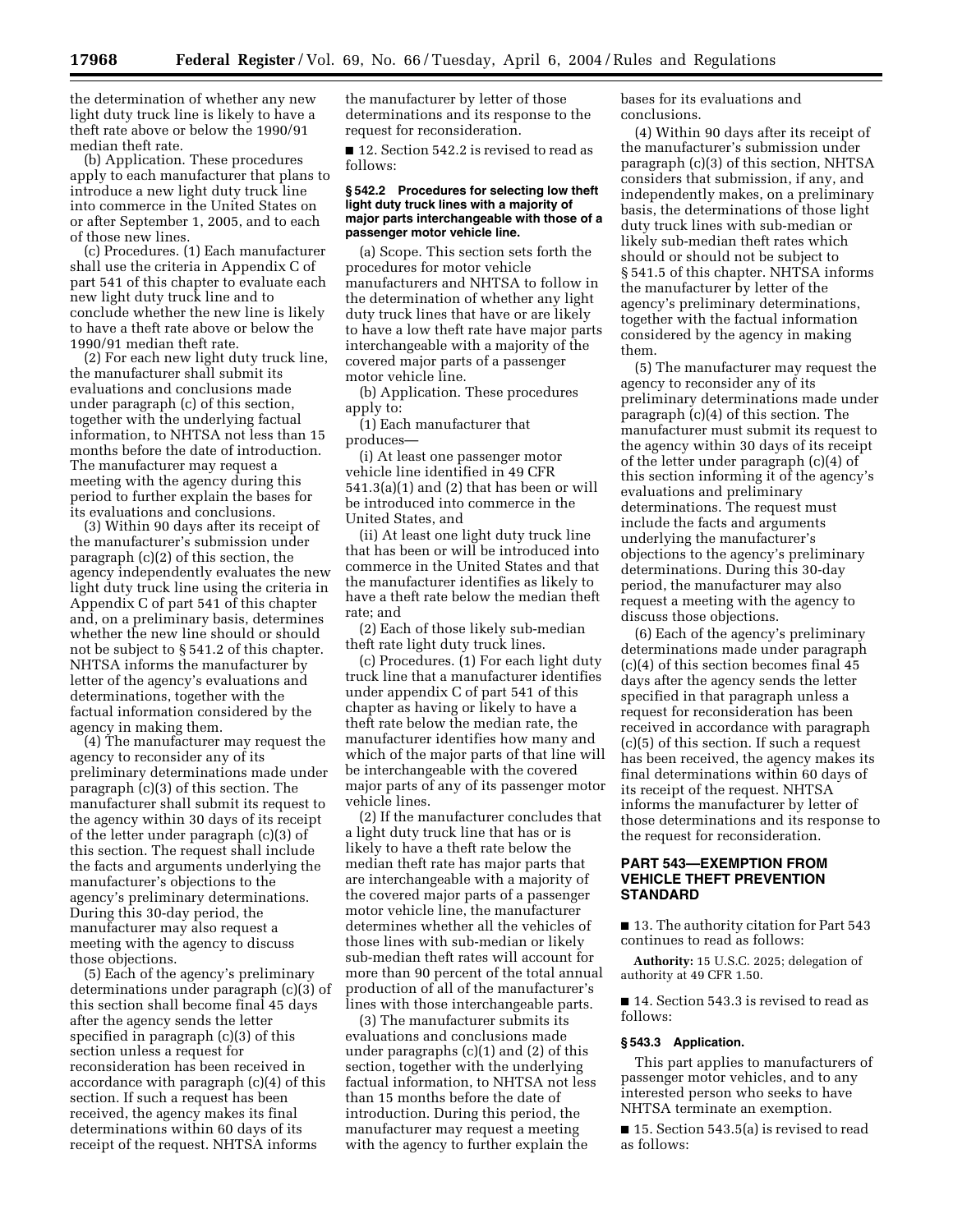the determination of whether any new light duty truck line is likely to have a theft rate above or below the 1990/91 median theft rate.

(b) Application. These procedures apply to each manufacturer that plans to introduce a new light duty truck line into commerce in the United States on or after September 1, 2005, and to each of those new lines.

(c) Procedures. (1) Each manufacturer shall use the criteria in Appendix C of part 541 of this chapter to evaluate each new light duty truck line and to conclude whether the new line is likely to have a theft rate above or below the 1990/91 median theft rate.

(2) For each new light duty truck line, the manufacturer shall submit its evaluations and conclusions made under paragraph (c) of this section, together with the underlying factual information, to NHTSA not less than 15 months before the date of introduction. The manufacturer may request a meeting with the agency during this period to further explain the bases for its evaluations and conclusions.

(3) Within 90 days after its receipt of the manufacturer's submission under paragraph (c)(2) of this section, the agency independently evaluates the new light duty truck line using the criteria in Appendix C of part 541 of this chapter and, on a preliminary basis, determines whether the new line should or should not be subject to § 541.2 of this chapter. NHTSA informs the manufacturer by letter of the agency's evaluations and determinations, together with the factual information considered by the agency in making them.

(4) The manufacturer may request the agency to reconsider any of its preliminary determinations made under paragraph (c)(3) of this section. The manufacturer shall submit its request to the agency within 30 days of its receipt of the letter under paragraph (c)(3) of this section. The request shall include the facts and arguments underlying the manufacturer's objections to the agency's preliminary determinations. During this 30-day period, the manufacturer may also request a meeting with the agency to discuss those objections.

(5) Each of the agency's preliminary determinations under paragraph (c)(3) of this section shall become final 45 days after the agency sends the letter specified in paragraph (c)(3) of this section unless a request for reconsideration has been received in accordance with paragraph (c)(4) of this section. If such a request has been received, the agency makes its final determinations within 60 days of its receipt of the request. NHTSA informs the manufacturer by letter of those determinations and its response to the request for reconsideration.

■ 12. Section 542.2 is revised to read as follows:

### § 542.2 Procedures for selecting low theft light duty truck lines with a majority of major parts interchangeable with those of a passenger motor vehicle line.

(a) Scope. This section sets forth the procedures for motor vehicle manufacturers and NHTSA to follow in the determination of whether any light duty truck lines that have or are likely to have a low theft rate have major parts interchangeable with a majority of the covered major parts of a passenger motor vehicle line.

(b) Application. These procedures apply to:

(1) Each manufacturer that produces—

(i) At least one passenger motor vehicle line identified in 49 CFR 541.3(a)(1) and (2) that has been or will be introduced into commerce in the United States, and

(ii) At least one light duty truck line that has been or will be introduced into commerce in the United States and that the manufacturer identifies as likely to have a theft rate below the median theft rate; and

(2) Each of those likely sub-median theft rate light duty truck lines.

(c) Procedures. (1) For each light duty truck line that a manufacturer identifies under appendix C of part 541 of this chapter as having or likely to have a theft rate below the median rate, the manufacturer identifies how many and which of the major parts of that line will be interchangeable with the covered major parts of any of its passenger motor vehicle lines.

(2) If the manufacturer concludes that a light duty truck line that has or is likely to have a theft rate below the median theft rate has major parts that are interchangeable with a majority of the covered major parts of a passenger motor vehicle line, the manufacturer determines whether all the vehicles of those lines with sub-median or likely sub-median theft rates will account for more than 90 percent of the total annual production of all of the manufacturer's lines with those interchangeable parts.

(3) The manufacturer submits its evaluations and conclusions made under paragraphs (c)(1) and (2) of this section, together with the underlying factual information, to NHTSA not less than 15 months before the date of introduction. During this period, the manufacturer may request a meeting with the agency to further explain the bases for its evaluations and conclusions.

(4) Within 90 days after its receipt of the manufacturer's submission under paragraph (c)(3) of this section, NHTSA considers that submission, if any, and independently makes, on a preliminary basis, the determinations of those light duty truck lines with sub-median or likely sub-median theft rates which should or should not be subject to § 541.5 of this chapter. NHTSA informs the manufacturer by letter of the agency's preliminary determinations, together with the factual information considered by the agency in making them.

(5) The manufacturer may request the agency to reconsider any of its preliminary determinations made under paragraph (c)(4) of this section. The manufacturer must submit its request to the agency within 30 days of its receipt of the letter under paragraph (c)(4) of this section informing it of the agency's evaluations and preliminary determinations. The request must include the facts and arguments underlying the manufacturer's objections to the agency's preliminary determinations. During this 30-day period, the manufacturer may also request a meeting with the agency to discuss those objections.

(6) Each of the agency's preliminary determinations made under paragraph (c)(4) of this section becomes final 45 days after the agency sends the letter specified in that paragraph unless a request for reconsideration has been received in accordance with paragraph (c)(5) of this section. If such a request has been received, the agency makes its final determinations within 60 days of its receipt of the request. NHTSA informs the manufacturer by letter of those determinations and its response to the request for reconsideration.

## PART 543—EXEMPTION FROM VEHICLE THEFT PREVENTION STANDARD

■ 13. The authority citation for Part 543 continues to read as follows:

**Authority:** 15 U.S.C. 2025; delegation of authority at 49 CFR 1.50.

■ 14. Section 543.3 is revised to read as follows:

### § 543.3 Application.

This part applies to manufacturers of passenger motor vehicles, and to any interested person who seeks to have NHTSA terminate an exemption.

■ 15. Section 543.5(a) is revised to read as follows: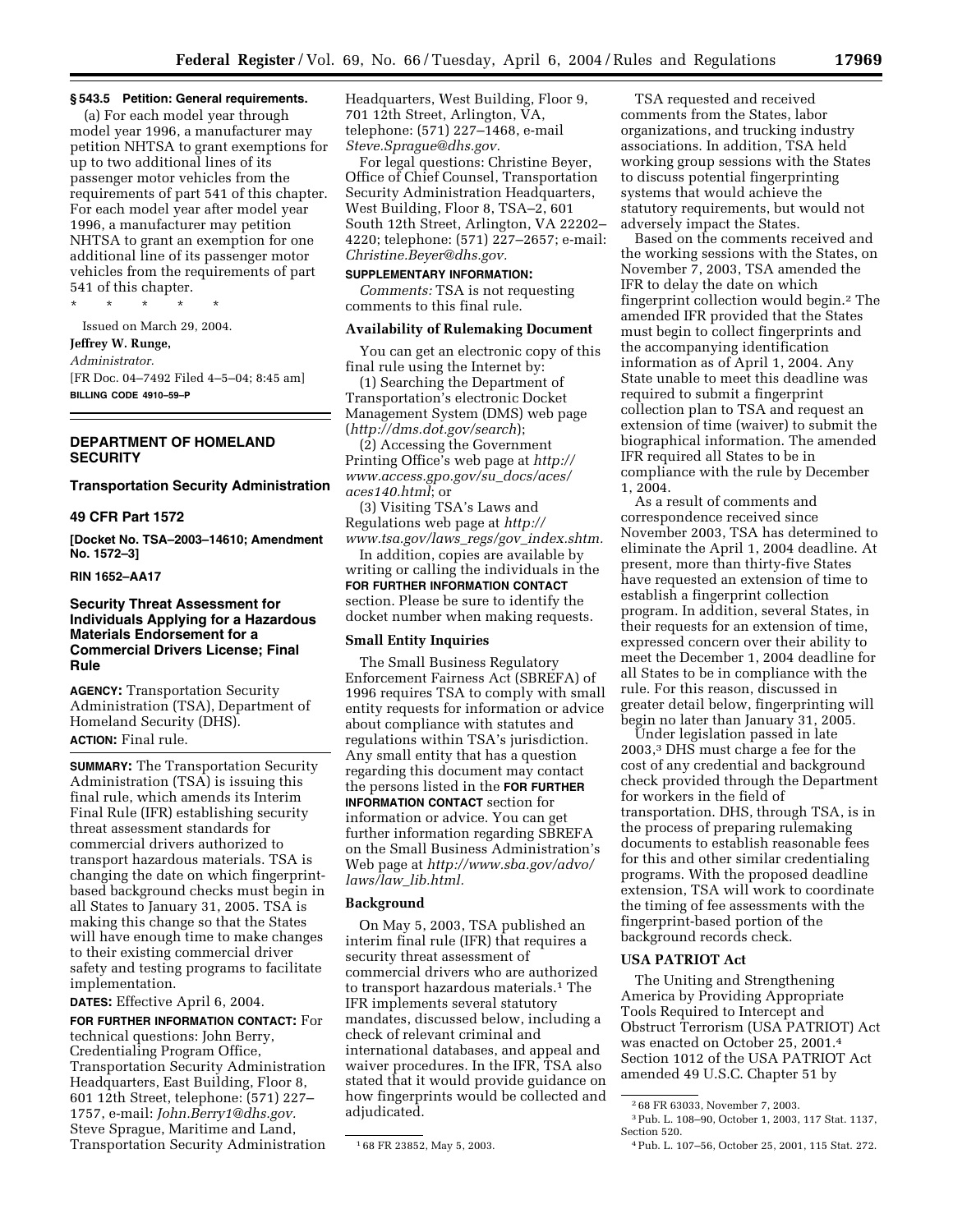**§ 543.5 Petition: General requirements.**

(a) For each model year through model year 1996, a manufacturer may petition NHTSA to grant exemptions for up to two additional lines of its passenger motor vehicles from the requirements of part 541 of this chapter. For each model year after model year 1996, a manufacturer may petition NHTSA to grant an exemption for one additional line of its passenger motor vehicles from the requirements of part 541 of this chapter.

\* \* \* \* \*

Issued on March 29, 2004.

**Jeffrey W. Runge,**

*Administrator.*

[FR Doc. 04–7492 Filed 4–5–04; 8:45 am]

**BILLING CODE 4910–59–P**

## DEPARTMENT OF HOMELAND SECURITY

### Transportation Security Administration

### 49 CFR Part 1572

**[Docket No. TSA–2003–14610; Amendment No. 1572–3]**

**RIN 1652–AA17**

### Security Threat Assessment for Individuals Applying for a Hazardous Materials Endorsement for a Commercial Drivers License; Final Rule

**AGENCY:** Transportation Security Administration (TSA), Department of Homeland Security (DHS).

**ACTION:** Final rule.

**SUMMARY:** The Transportation Security Administration (TSA) is issuing this final rule, which amends its Interim Final Rule (IFR) establishing security threat assessment standards for commercial drivers authorized to transport hazardous materials. TSA is changing the date on which fingerprint-based background checks must begin in all States to January 31, 2005. TSA is making this change so that the States will have enough time to make changes to their existing commercial driver safety and testing programs to facilitate implementation.

**DATES:** Effective April 6, 2004.

**FOR FURTHER INFORMATION CONTACT:** For technical questions: John Berry, Credentialing Program Office, Transportation Security Administration Headquarters, East Building, Floor 8, 601 12th Street, telephone: (571) 227–1757, e-mail: *John.Berry1@dhs.gov.* Steve Sprague, Maritime and Land, Transportation Security Administration Headquarters, West Building, Floor 9, 701 12th Street, Arlington, VA, telephone: (571) 227–1468, e-mail *Steve.Sprague@dhs.gov.*

For legal questions: Christine Beyer, Office of Chief Counsel, Transportation Security Administration Headquarters, West Building, Floor 8, TSA–2, 601 South 12th Street, Arlington, VA 22202–4220; telephone: (571) 227–2657; e-mail: *Christine.Beyer@dhs.gov.*

**SUPPLEMENTARY INFORMATION:**

*Comments:* TSA is not requesting comments to this final rule.

#### Availability of Rulemaking Document

You can get an electronic copy of this final rule using the Internet by:

(1) Searching the Department of Transportation's electronic Docket Management System (DMS) web page (*http://dms.dot.gov/search*);

(2) Accessing the Government Printing Office's web page at *http://www.access.gpo.gov/su_docs/aces/aces140.html*; or

(3) Visiting TSA's Laws and Regulations web page at *http://www.tsa.gov/laws_regs/gov_index.shtm.*

In addition, copies are available by writing or calling the individuals in the **FOR FURTHER INFORMATION CONTACT** section. Please be sure to identify the docket number when making requests.

#### Small Entity Inquiries

The Small Business Regulatory Enforcement Fairness Act (SBREFA) of 1996 requires TSA to comply with small entity requests for information or advice about compliance with statutes and regulations within TSA's jurisdiction. Any small entity that has a question regarding this document may contact the persons listed in the **FOR FURTHER INFORMATION CONTACT** section for information or advice. You can get further information regarding SBREFA on the Small Business Administration's Web page at *http://www.sba.gov/advo/laws/law_lib.html.*

#### Background

On May 5, 2003, TSA published an interim final rule (IFR) that requires a security threat assessment of commercial drivers who are authorized to transport hazardous materials.[1] The IFR implements several statutory mandates, discussed below, including a check of relevant criminal and international databases, and appeal and waiver procedures. In the IFR, TSA also stated that it would provide guidance on how fingerprints would be collected and adjudicated.

TSA requested and received comments from the States, labor organizations, and trucking industry associations. In addition, TSA held working group sessions with the States to discuss potential fingerprinting systems that would achieve the statutory requirements, but would not adversely impact the States.

Based on the comments received and the working sessions with the States, on November 7, 2003, TSA amended the IFR to delay the date on which fingerprint collection would begin.[2] The amended IFR provided that the States must begin to collect fingerprints and the accompanying identification information as of April 1, 2004. Any State unable to meet this deadline was required to submit a fingerprint collection plan to TSA and request an extension of time (waiver) to submit the biographical information. The amended IFR required all States to be in compliance with the rule by December 1, 2004.

As a result of comments and correspondence received since November 2003, TSA has determined to eliminate the April 1, 2004 deadline. At present, more than thirty-five States have requested an extension of time to establish a fingerprint collection program. In addition, several States, in their requests for an extension of time, expressed concern over their ability to meet the December 1, 2004 deadline for all States to be in compliance with the rule. For this reason, discussed in greater detail below, fingerprinting will begin no later than January 31, 2005.

Under legislation passed in late 2003,[3] DHS must charge a fee for the cost of any credential and background check provided through the Department for workers in the field of transportation. DHS, through TSA, is in the process of preparing rulemaking documents to establish reasonable fees for this and other similar credentialing programs. With the proposed deadline extension, TSA will work to coordinate the timing of fee assessments with the fingerprint-based portion of the background records check.

#### USA PATRIOT Act

The Uniting and Strengthening America by Providing Appropriate Tools Required to Intercept and Obstruct Terrorism (USA PATRIOT) Act was enacted on October 25, 2001.[4] Section 1012 of the USA PATRIOT Act amended 49 U.S.C. Chapter 51 by

---

[1] 68 FR 23852, May 5, 2003.

[2] 68 FR 63033, November 7, 2003.

[3] Pub. L. 108–90, October 1, 2003, 117 Stat. 1137, Section 520.

[4] Pub. L. 107–56, October 25, 2001, 115 Stat. 272.